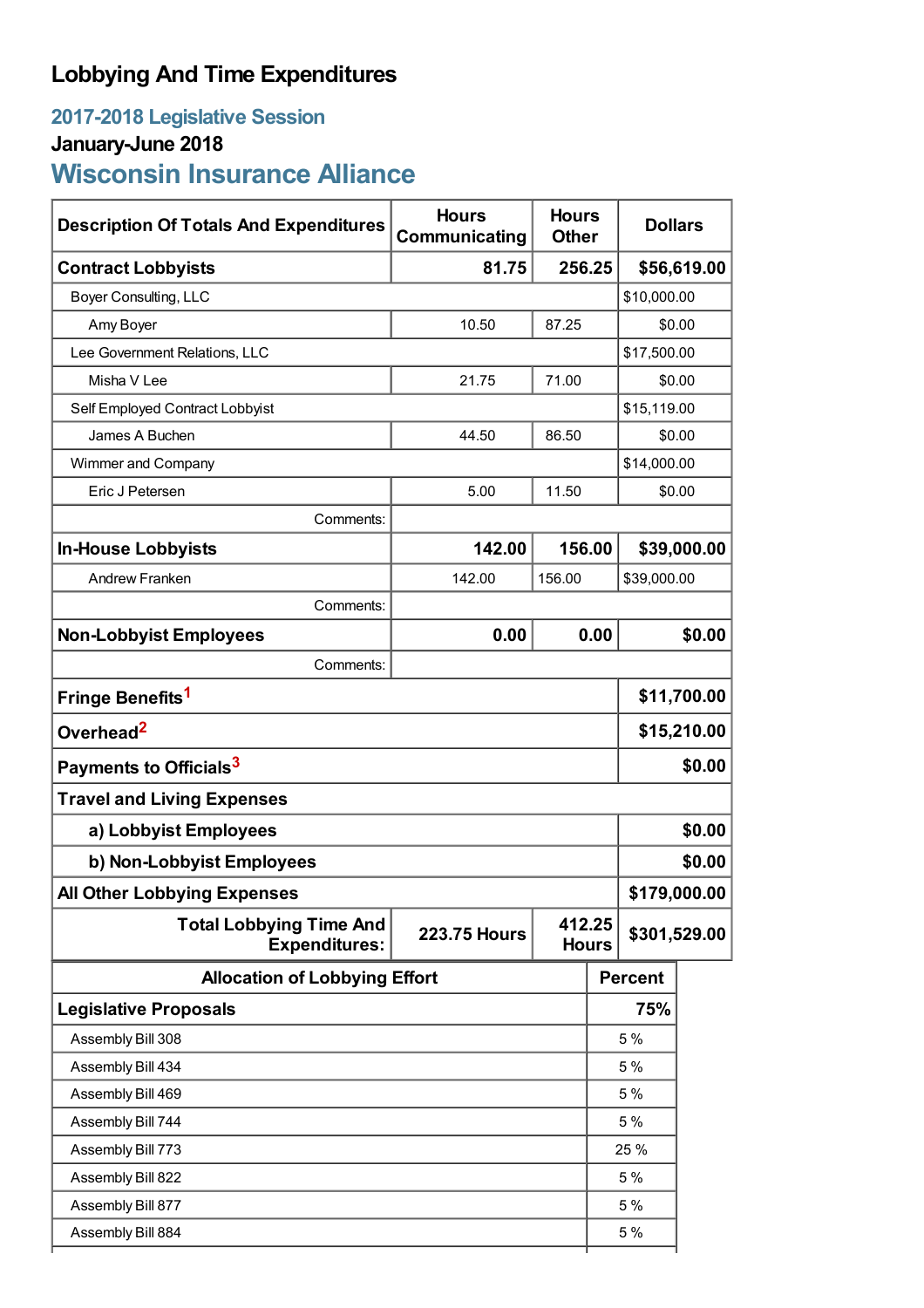# Lobbying And Time Expenditures

## 2017-2018 Legislative Session

### January-June 2018

## Wisconsin Insurance Alliance

| Description Of Totals And Expenditures | Hours Communicating | Hours Other | Dollars |
|---|---|---|---|
| **Contract Lobbyists** | **81.75** | **256.25** | **$56,619.00** |
| Boyer Consulting, LLC | | | $10,000.00 |
| Amy Boyer | 10.50 | 87.25 | $0.00 |
| Lee Government Relations, LLC | | | $17,500.00 |
| Misha V Lee | 21.75 | 71.00 | $0.00 |
| Self Employed Contract Lobbyist | | | $15,119.00 |
| James A Buchen | 44.50 | 86.50 | $0.00 |
| Wimmer and Company | | | $14,000.00 |
| Eric J Petersen | 5.00 | 11.50 | $0.00 |
| Comments: | | | |
| **In-House Lobbyists** | **142.00** | **156.00** | **$39,000.00** |
| Andrew Franken | 142.00 | 156.00 | $39,000.00 |
| Comments: | | | |
| **Non-Lobbyist Employees** | **0.00** | **0.00** | **$0.00** |
| Comments: | | | |
| **Fringe Benefits**[1] | | | **$11,700.00** |
| **Overhead**[2] | | | **$15,210.00** |
| **Payments to Officials**[3] | | | **$0.00** |
| **Travel and Living Expenses** | | | |
| **a) Lobbyist Employees** | | | **$0.00** |
| **b) Non-Lobbyist Employees** | | | **$0.00** |
| **All Other Lobbying Expenses** | | | **$179,000.00** |
| **Total Lobbying Time And Expenditures:** | **223.75 Hours** | **412.25 Hours** | **$301,529.00** |

| Allocation of Lobbying Effort | Percent |
|---|---|
| **Legislative Proposals** | **75%** |
| Assembly Bill 308 | 5 % |
| Assembly Bill 434 | 5 % |
| Assembly Bill 469 | 5 % |
| Assembly Bill 744 | 5 % |
| Assembly Bill 773 | 25 % |
| Assembly Bill 822 | 5 % |
| Assembly Bill 877 | 5 % |
| Assembly Bill 884 | 5 % |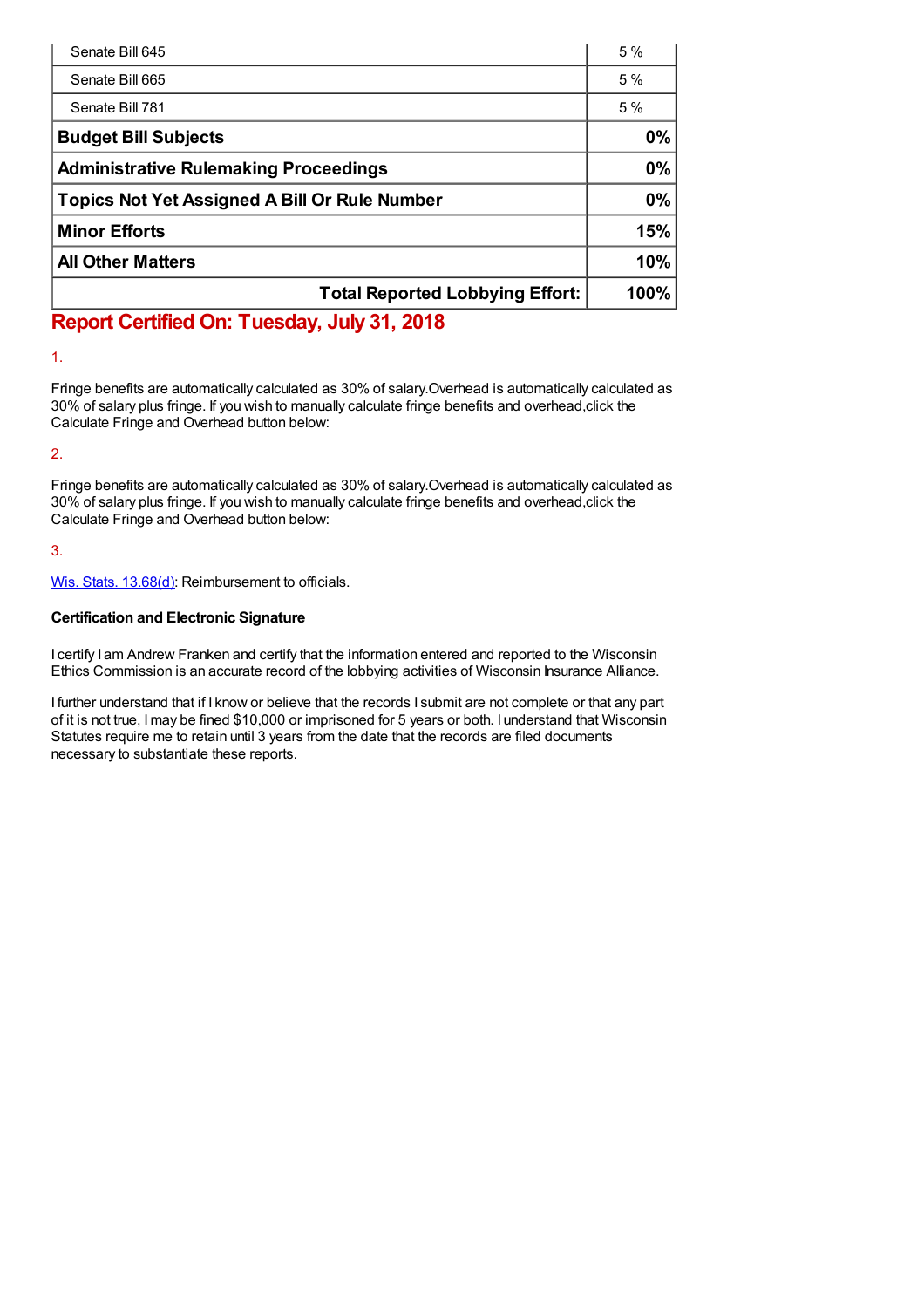| | |
|---|---|
| Senate Bill 645 | 5 % |
| Senate Bill 665 | 5 % |
| Senate Bill 781 | 5 % |
| **Budget Bill Subjects** | **0%** |
| **Administrative Rulemaking Proceedings** | **0%** |
| **Topics Not Yet Assigned A Bill Or Rule Number** | **0%** |
| **Minor Efforts** | **15%** |
| **All Other Matters** | **10%** |
| **Total Reported Lobbying Effort:** | **100%** |

## Report Certified On: Tuesday, July 31, 2018

1.

Fringe benefits are automatically calculated as 30% of salary.Overhead is automatically calculated as 30% of salary plus fringe. If you wish to manually calculate fringe benefits and overhead,click the Calculate Fringe and Overhead button below:

2.

Fringe benefits are automatically calculated as 30% of salary.Overhead is automatically calculated as 30% of salary plus fringe. If you wish to manually calculate fringe benefits and overhead,click the Calculate Fringe and Overhead button below:

3.

Wis. Stats. 13.68(d): Reimbursement to officials.

**Certification and Electronic Signature**

I certify I am Andrew Franken and certify that the information entered and reported to the Wisconsin Ethics Commission is an accurate record of the lobbying activities of Wisconsin Insurance Alliance.

I further understand that if I know or believe that the records I submit are not complete or that any part of it is not true, I may be fined $10,000 or imprisoned for 5 years or both. I understand that Wisconsin Statutes require me to retain until 3 years from the date that the records are filed documents necessary to substantiate these reports.